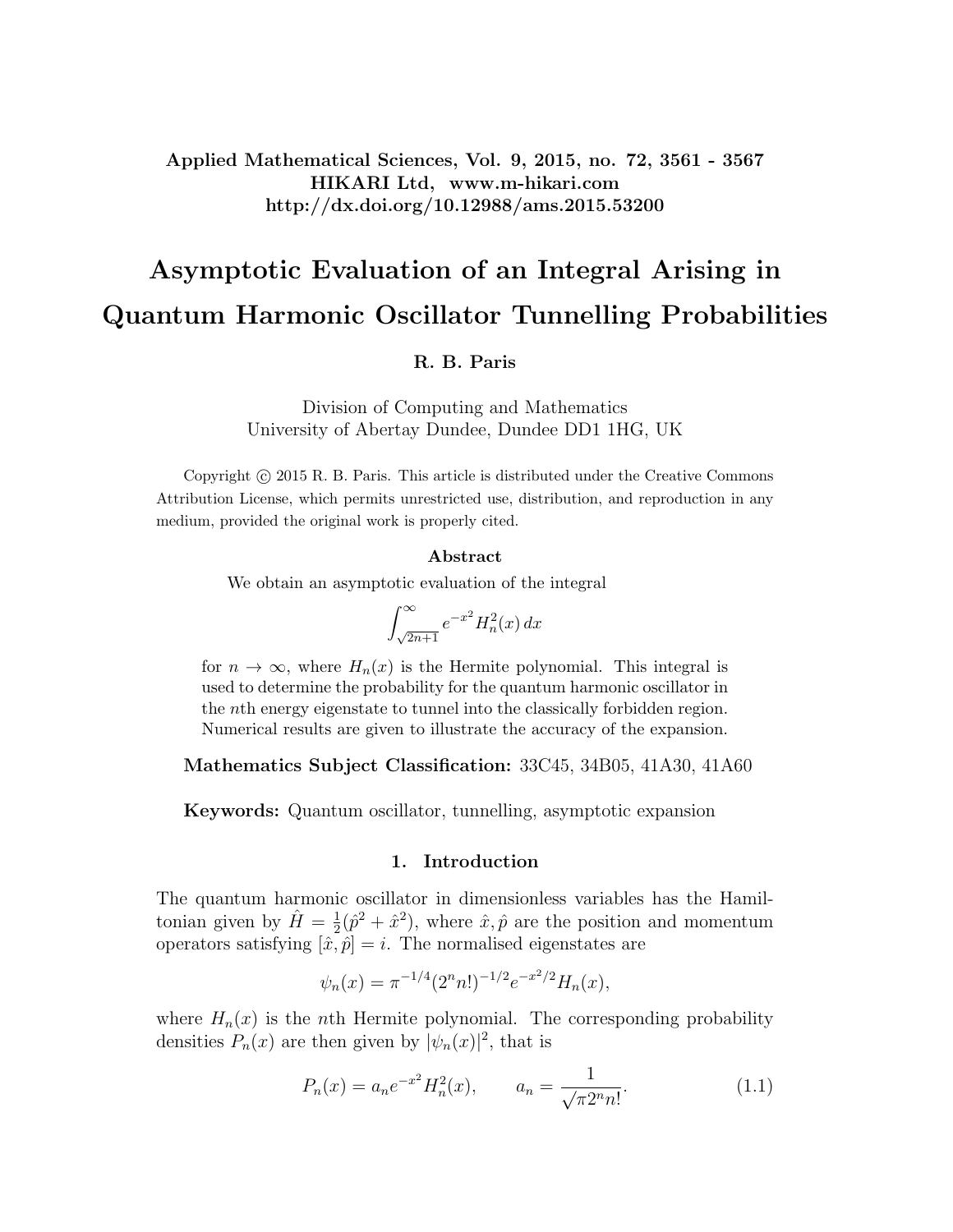Applied Mathematical Sciences, Vol. 9, 2015, no. 72, 3561 - 3567
HIKARI Ltd, www.m-hikari.com
http://dx.doi.org/10.12988/ams.2015.53200

# Asymptotic Evaluation of an Integral Arising in Quantum Harmonic Oscillator Tunnelling Probabilities

**R. B. Paris**

Division of Computing and Mathematics
University of Abertay Dundee, Dundee DD1 1HG, UK

Copyright © 2015 R. B. Paris. This article is distributed under the Creative Commons Attribution License, which permits unrestricted use, distribution, and reproduction in any medium, provided the original work is properly cited.

### Abstract

We obtain an asymptotic evaluation of the integral

$$\int_{\sqrt{2n+1}}^{\infty} e^{-x^2} H_n^2(x)\, dx$$

for $n \to \infty$, where $H_n(x)$ is the Hermite polynomial. This integral is used to determine the probability for the quantum harmonic oscillator in the $n$th energy eigenstate to tunnel into the classically forbidden region. Numerical results are given to illustrate the accuracy of the expansion.

**Mathematics Subject Classification:** 33C45, 34B05, 41A30, 41A60

**Keywords:** Quantum oscillator, tunnelling, asymptotic expansion

## 1. Introduction

The quantum harmonic oscillator in dimensionless variables has the Hamiltonian given by $\hat{H} = \frac{1}{2}(\hat{p}^2 + \hat{x}^2)$, where $\hat{x}, \hat{p}$ are the position and momentum operators satisfying $[\hat{x}, \hat{p}] = i$. The normalised eigenstates are

$$\psi_n(x) = \pi^{-1/4}(2^n n!)^{-1/2} e^{-x^2/2} H_n(x),$$

where $H_n(x)$ is the $n$th Hermite polynomial. The corresponding probability densities $P_n(x)$ are then given by $|\psi_n(x)|^2$, that is

$$P_n(x) = a_n e^{-x^2} H_n^2(x), \qquad a_n = \frac{1}{\sqrt{\pi} 2^n n!}. \tag{1.1}$$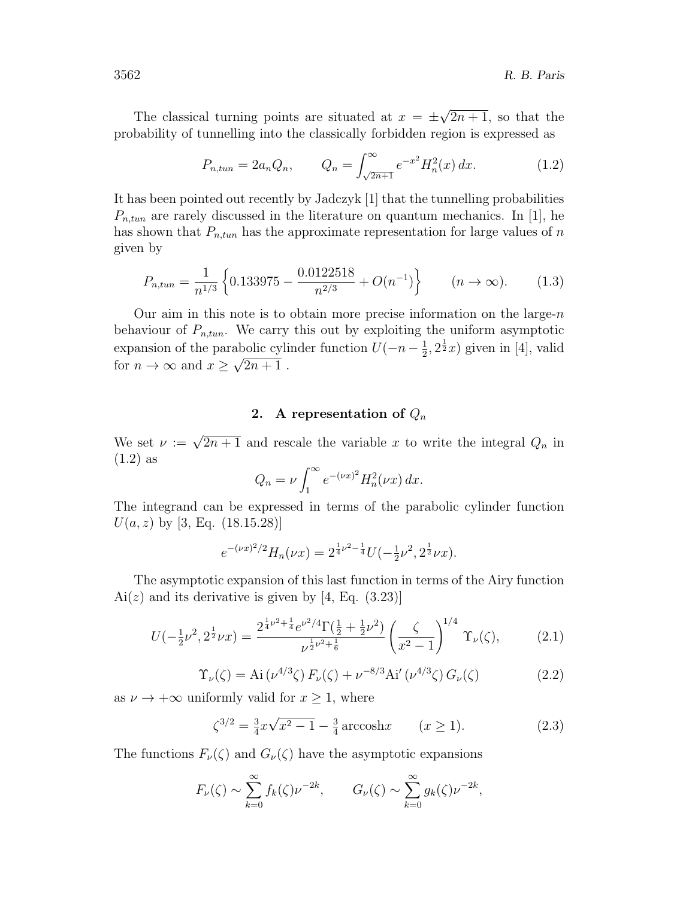The classical turning points are situated at $x = \pm\sqrt{2n+1}$, so that the probability of tunnelling into the classically forbidden region is expressed as

$$P_{n,tun} = 2a_n Q_n, \qquad Q_n = \int_{\sqrt{2n+1}}^{\infty} e^{-x^2} H_n^2(x)\, dx. \tag{1.2}$$

It has been pointed out recently by Jadczyk [1] that the tunnelling probabilities $P_{n,tun}$ are rarely discussed in the literature on quantum mechanics. In [1], he has shown that $P_{n,tun}$ has the approximate representation for large values of $n$ given by

$$P_{n,tun} = \frac{1}{n^{1/3}} \left\{ 0.133975 - \frac{0.0122518}{n^{2/3}} + O(n^{-1}) \right\} \qquad (n \to \infty). \tag{1.3}$$

Our aim in this note is to obtain more precise information on the large-$n$ behaviour of $P_{n,tun}$. We carry this out by exploiting the uniform asymptotic expansion of the parabolic cylinder function $U(-n-\frac{1}{2}, 2^{\frac{1}{2}}x)$ given in [4], valid for $n \to \infty$ and $x \geq \sqrt{2n+1}$ .

## 2. A representation of $Q_n$

We set $\nu := \sqrt{2n+1}$ and rescale the variable $x$ to write the integral $Q_n$ in (1.2) as

$$Q_n = \nu \int_1^{\infty} e^{-(\nu x)^2} H_n^2(\nu x)\, dx.$$

The integrand can be expressed in terms of the parabolic cylinder function $U(a, z)$ by [3, Eq. (18.15.28)]

$$e^{-(\nu x)^2/2} H_n(\nu x) = 2^{\frac{1}{4}\nu^2 - \frac{1}{4}} U(-\tfrac{1}{2}\nu^2, 2^{\frac{1}{2}}\nu x).$$

The asymptotic expansion of this last function in terms of the Airy function $\mathrm{Ai}(z)$ and its derivative is given by [4, Eq. (3.23)]

$$U(-\tfrac{1}{2}\nu^2, 2^{\frac{1}{2}}\nu x) = \frac{2^{\frac{1}{4}\nu^2 + \frac{1}{4}} e^{\nu^2/4} \Gamma(\frac{1}{2} + \frac{1}{2}\nu^2)}{\nu^{\frac{1}{2}\nu^2 + \frac{1}{6}}} \left( \frac{\zeta}{x^2 - 1} \right)^{1/4} \Upsilon_\nu(\zeta), \tag{2.1}$$

$$\Upsilon_\nu(\zeta) = \mathrm{Ai}\,(\nu^{4/3}\zeta)\, F_\nu(\zeta) + \nu^{-8/3} \mathrm{Ai}'\,(\nu^{4/3}\zeta)\, G_\nu(\zeta) \tag{2.2}$$

as $\nu \to +\infty$ uniformly valid for $x \geq 1$, where

$$\zeta^{3/2} = \tfrac{3}{4} x \sqrt{x^2 - 1} - \tfrac{3}{4} \operatorname{arccosh} x \qquad (x \geq 1). \tag{2.3}$$

The functions $F_\nu(\zeta)$ and $G_\nu(\zeta)$ have the asymptotic expansions

$$F_\nu(\zeta) \sim \sum_{k=0}^{\infty} f_k(\zeta) \nu^{-2k}, \qquad G_\nu(\zeta) \sim \sum_{k=0}^{\infty} g_k(\zeta) \nu^{-2k},$$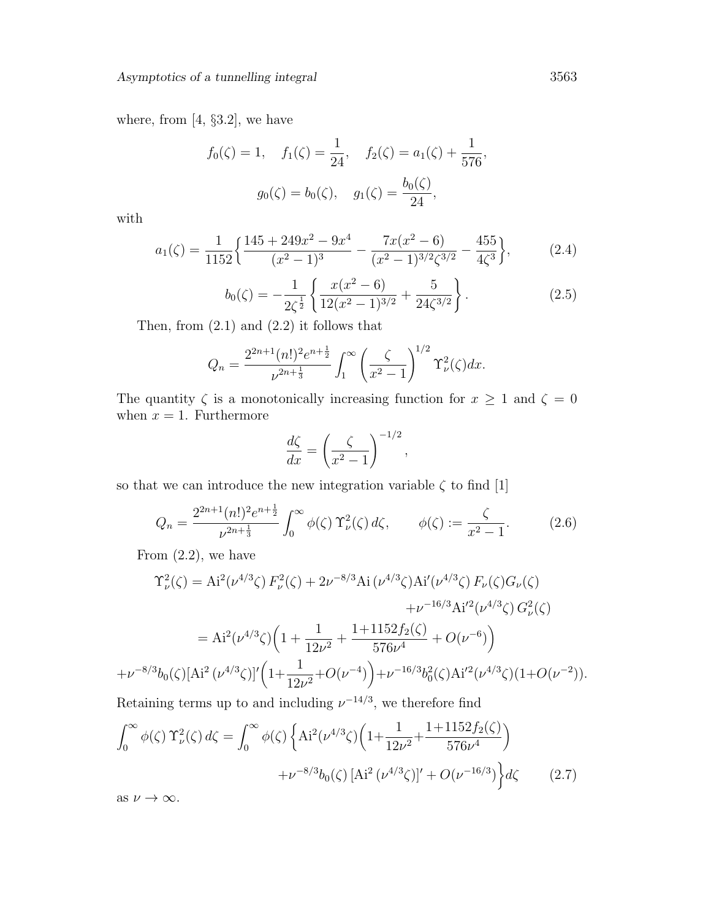where, from [4, §3.2], we have

$$f_0(\zeta) = 1, \quad f_1(\zeta) = \frac{1}{24}, \quad f_2(\zeta) = a_1(\zeta) + \frac{1}{576},$$

$$g_0(\zeta) = b_0(\zeta), \quad g_1(\zeta) = \frac{b_0(\zeta)}{24},$$

with

$$a_1(\zeta) = \frac{1}{1152}\left\{\frac{145 + 249x^2 - 9x^4}{(x^2-1)^3} - \frac{7x(x^2-6)}{(x^2-1)^{3/2}\zeta^{3/2}} - \frac{455}{4\zeta^3}\right\}, \tag{2.4}$$

$$b_0(\zeta) = -\frac{1}{2\zeta^{\frac{1}{2}}}\left\{\frac{x(x^2-6)}{12(x^2-1)^{3/2}} + \frac{5}{24\zeta^{3/2}}\right\}. \tag{2.5}$$

Then, from (2.1) and (2.2) it follows that

$$Q_n = \frac{2^{2n+1}(n!)^2 e^{n+\frac{1}{2}}}{\nu^{2n+\frac{1}{3}}} \int_1^\infty \left(\frac{\zeta}{x^2-1}\right)^{1/2} \Upsilon_\nu^2(\zeta) dx.$$

The quantity $\zeta$ is a monotonically increasing function for $x \geq 1$ and $\zeta = 0$ when $x = 1$. Furthermore

$$\frac{d\zeta}{dx} = \left(\frac{\zeta}{x^2-1}\right)^{-1/2},$$

so that we can introduce the new integration variable $\zeta$ to find [1]

$$Q_n = \frac{2^{2n+1}(n!)^2 e^{n+\frac{1}{2}}}{\nu^{2n+\frac{1}{3}}} \int_0^\infty \phi(\zeta)\, \Upsilon_\nu^2(\zeta)\, d\zeta, \qquad \phi(\zeta) := \frac{\zeta}{x^2-1}. \tag{2.6}$$

From (2.2), we have

$$\begin{aligned}
\Upsilon_\nu^2(\zeta) &= \mathrm{Ai}^2(\nu^{4/3}\zeta)\, F_\nu^2(\zeta) + 2\nu^{-8/3}\mathrm{Ai}\,(\nu^{4/3}\zeta)\mathrm{Ai}'(\nu^{4/3}\zeta)\, F_\nu(\zeta) G_\nu(\zeta) \\
&\qquad + \nu^{-16/3}\mathrm{Ai}'^2(\nu^{4/3}\zeta)\, G_\nu^2(\zeta) \\
&= \mathrm{Ai}^2(\nu^{4/3}\zeta)\Big(1 + \frac{1}{12\nu^2} + \frac{1+1152 f_2(\zeta)}{576\nu^4} + O(\nu^{-6})\Big) \\
&\quad + \nu^{-8/3} b_0(\zeta)[\mathrm{Ai}^2\,(\nu^{4/3}\zeta)]'\Big(1 + \frac{1}{12\nu^2} + O(\nu^{-4})\Big) + \nu^{-16/3} b_0^2(\zeta)\mathrm{Ai}'^2(\nu^{4/3}\zeta)(1+O(\nu^{-2})).
\end{aligned}$$

Retaining terms up to and including $\nu^{-14/3}$, we therefore find

$$\begin{aligned}
\int_0^\infty \phi(\zeta)\, \Upsilon_\nu^2(\zeta)\, d\zeta = \int_0^\infty \phi(\zeta) \Big\{ &\mathrm{Ai}^2(\nu^{4/3}\zeta)\Big(1 + \frac{1}{12\nu^2} + \frac{1+1152 f_2(\zeta)}{576\nu^4}\Big) \\
&+ \nu^{-8/3} b_0(\zeta)\, [\mathrm{Ai}^2\,(\nu^{4/3}\zeta)]' + O(\nu^{-16/3})\Big\} d\zeta
\end{aligned} \tag{2.7}$$

as $\nu \to \infty$.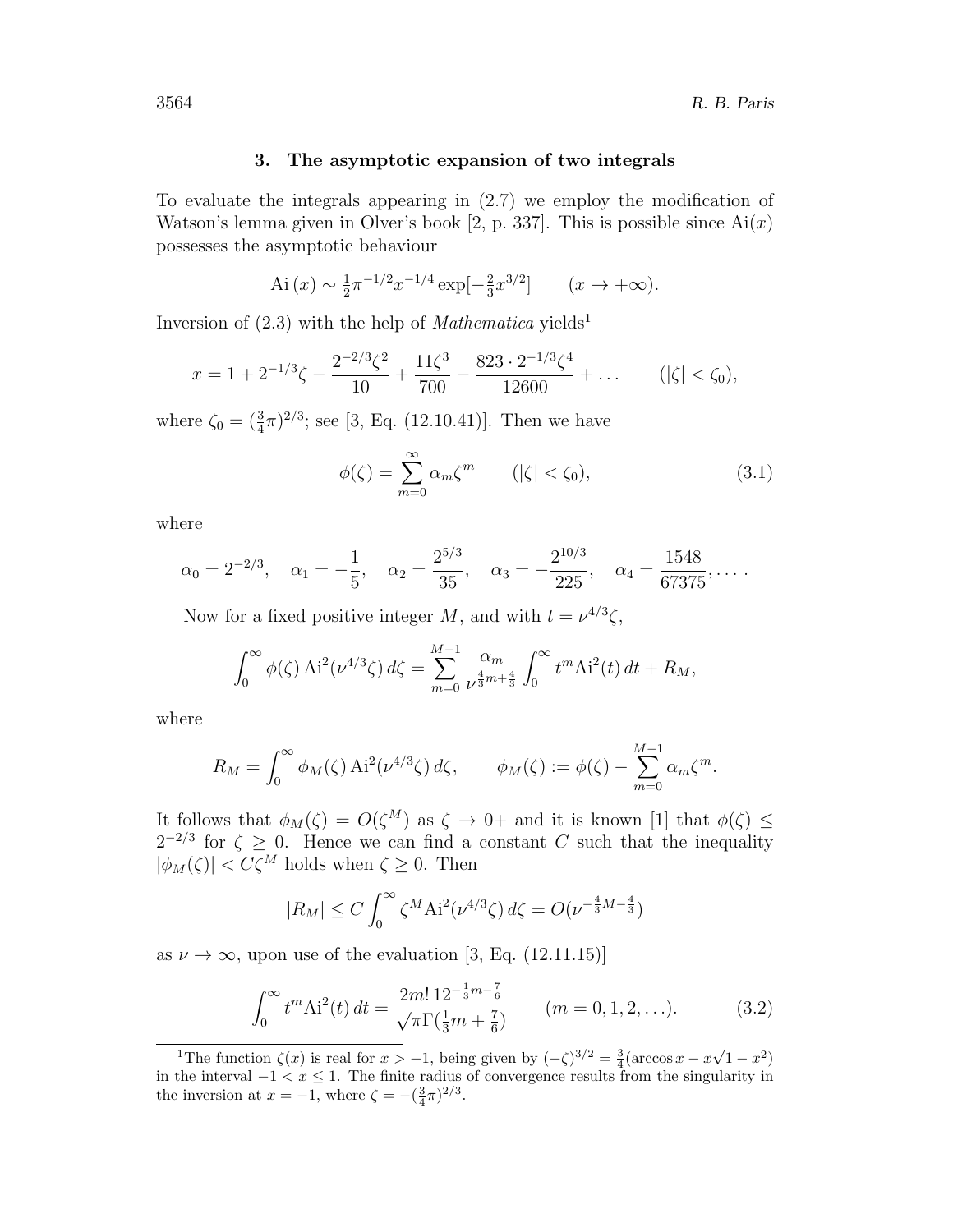## 3. The asymptotic expansion of two integrals

To evaluate the integrals appearing in (2.7) we employ the modification of Watson's lemma given in Olver's book [2, p. 337]. This is possible since $\mathrm{Ai}(x)$ possesses the asymptotic behaviour

$$\mathrm{Ai}\,(x) \sim \tfrac{1}{2}\pi^{-1/2}x^{-1/4}\exp[-\tfrac{2}{3}x^{3/2}] \qquad (x \to +\infty).$$

Inversion of (2.3) with the help of *Mathematica* yields[1]

$$x = 1 + 2^{-1/3}\zeta - \frac{2^{-2/3}\zeta^2}{10} + \frac{11\zeta^3}{700} - \frac{823 \cdot 2^{-1/3}\zeta^4}{12600} + \ldots \qquad (|\zeta| < \zeta_0),$$

where $\zeta_0 = (\frac{3}{4}\pi)^{2/3}$; see [3, Eq. (12.10.41)]. Then we have

$$\phi(\zeta) = \sum_{m=0}^{\infty} \alpha_m \zeta^m \qquad (|\zeta| < \zeta_0), \tag{3.1}$$

where

$$\alpha_0 = 2^{-2/3}, \quad \alpha_1 = -\frac{1}{5}, \quad \alpha_2 = \frac{2^{5/3}}{35}, \quad \alpha_3 = -\frac{2^{10/3}}{225}, \quad \alpha_4 = \frac{1548}{67375}, \ldots .$$

Now for a fixed positive integer $M$, and with $t = \nu^{4/3}\zeta$,

$$\int_0^\infty \phi(\zeta)\,\mathrm{Ai}^2(\nu^{4/3}\zeta)\,d\zeta = \sum_{m=0}^{M-1} \frac{\alpha_m}{\nu^{\frac{4}{3}m+\frac{4}{3}}} \int_0^\infty t^m \mathrm{Ai}^2(t)\,dt + R_M,$$

where

$$R_M = \int_0^\infty \phi_M(\zeta)\,\mathrm{Ai}^2(\nu^{4/3}\zeta)\,d\zeta, \qquad \phi_M(\zeta) := \phi(\zeta) - \sum_{m=0}^{M-1} \alpha_m \zeta^m.$$

It follows that $\phi_M(\zeta) = O(\zeta^M)$ as $\zeta \to 0+$ and it is known [1] that $\phi(\zeta) \leq 2^{-2/3}$ for $\zeta \geq 0$. Hence we can find a constant $C$ such that the inequality $|\phi_M(\zeta)| < C\zeta^M$ holds when $\zeta \geq 0$. Then

$$|R_M| \leq C \int_0^\infty \zeta^M \mathrm{Ai}^2(\nu^{4/3}\zeta)\,d\zeta = O(\nu^{-\frac{4}{3}M-\frac{4}{3}})$$

as $\nu \to \infty$, upon use of the evaluation [3, Eq. (12.11.15)]

$$\int_0^\infty t^m \mathrm{Ai}^2(t)\,dt = \frac{2m!\,12^{-\frac{1}{3}m-\frac{7}{6}}}{\sqrt{\pi}\Gamma(\frac{1}{3}m+\frac{7}{6})} \qquad (m = 0, 1, 2, \ldots). \tag{3.2}$$

---

[1] The function $\zeta(x)$ is real for $x > -1$, being given by $(-\zeta)^{3/2} = \frac{3}{4}(\arccos x - x\sqrt{1-x^2})$ in the interval $-1 < x \leq 1$. The finite radius of convergence results from the singularity in the inversion at $x = -1$, where $\zeta = -(\frac{3}{4}\pi)^{2/3}$.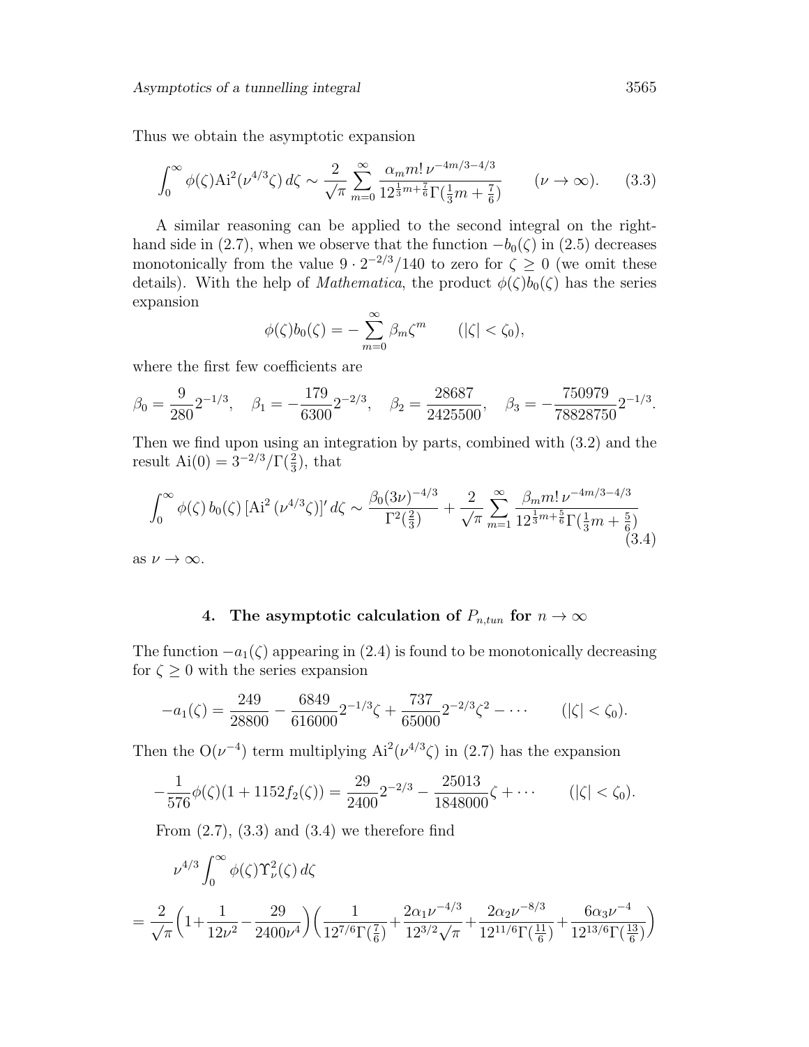Thus we obtain the asymptotic expansion

$$\int_0^\infty \phi(\zeta)\mathrm{Ai}^2(\nu^{4/3}\zeta)\,d\zeta \sim \frac{2}{\sqrt{\pi}}\sum_{m=0}^\infty \frac{\alpha_m m!\,\nu^{-4m/3-4/3}}{12^{\frac{1}{3}m+\frac{7}{6}}\Gamma(\frac{1}{3}m+\frac{7}{6})} \qquad (\nu\to\infty). \tag{3.3}$$

A similar reasoning can be applied to the second integral on the right-hand side in (2.7), when we observe that the function $-b_0(\zeta)$ in (2.5) decreases monotonically from the value $9\cdot 2^{-2/3}/140$ to zero for $\zeta \geq 0$ (we omit these details). With the help of *Mathematica*, the product $\phi(\zeta)b_0(\zeta)$ has the series expansion

$$\phi(\zeta)b_0(\zeta) = -\sum_{m=0}^\infty \beta_m \zeta^m \qquad (|\zeta|<\zeta_0),$$

where the first few coefficients are

$$\beta_0 = \frac{9}{280}2^{-1/3}, \quad \beta_1 = -\frac{179}{6300}2^{-2/3}, \quad \beta_2 = \frac{28687}{2425500}, \quad \beta_3 = -\frac{750979}{78828750}2^{-1/3}.$$

Then we find upon using an integration by parts, combined with (3.2) and the result $\mathrm{Ai}(0) = 3^{-2/3}/\Gamma(\frac{2}{3})$, that

$$\int_0^\infty \phi(\zeta)\,b_0(\zeta)\,[\mathrm{Ai}^2\,(\nu^{4/3}\zeta)]'\,d\zeta \sim \frac{\beta_0(3\nu)^{-4/3}}{\Gamma^2(\frac{2}{3})} + \frac{2}{\sqrt{\pi}}\sum_{m=1}^\infty \frac{\beta_m m!\,\nu^{-4m/3-4/3}}{12^{\frac{1}{3}m+\frac{5}{6}}\Gamma(\frac{1}{3}m+\frac{5}{6})} \tag{3.4}$$

as $\nu\to\infty$.

## 4. The asymptotic calculation of $P_{n,tun}$ for $n\to\infty$

The function $-a_1(\zeta)$ appearing in (2.4) is found to be monotonically decreasing for $\zeta \geq 0$ with the series expansion

$$-a_1(\zeta) = \frac{249}{28800} - \frac{6849}{616000}2^{-1/3}\zeta + \frac{737}{65000}2^{-2/3}\zeta^2 - \cdots \qquad (|\zeta|<\zeta_0).$$

Then the $\mathrm{O}(\nu^{-4})$ term multiplying $\mathrm{Ai}^2(\nu^{4/3}\zeta)$ in (2.7) has the expansion

$$-\frac{1}{576}\phi(\zeta)(1+1152 f_2(\zeta)) = \frac{29}{2400}2^{-2/3} - \frac{25013}{1848000}\zeta + \cdots \qquad (|\zeta|<\zeta_0).$$

From (2.7), (3.3) and (3.4) we therefore find

$$\nu^{4/3}\int_0^\infty \phi(\zeta)\Upsilon_\nu^2(\zeta)\,d\zeta$$

$$= \frac{2}{\sqrt{\pi}}\Big(1+\frac{1}{12\nu^2}-\frac{29}{2400\nu^4}\Big)\Big(\frac{1}{12^{7/6}\Gamma(\frac{7}{6})}+\frac{2\alpha_1\nu^{-4/3}}{12^{3/2}\sqrt{\pi}}+\frac{2\alpha_2\nu^{-8/3}}{12^{11/6}\Gamma(\frac{11}{6})}+\frac{6\alpha_3\nu^{-4}}{12^{13/6}\Gamma(\frac{13}{6})}\Big)$$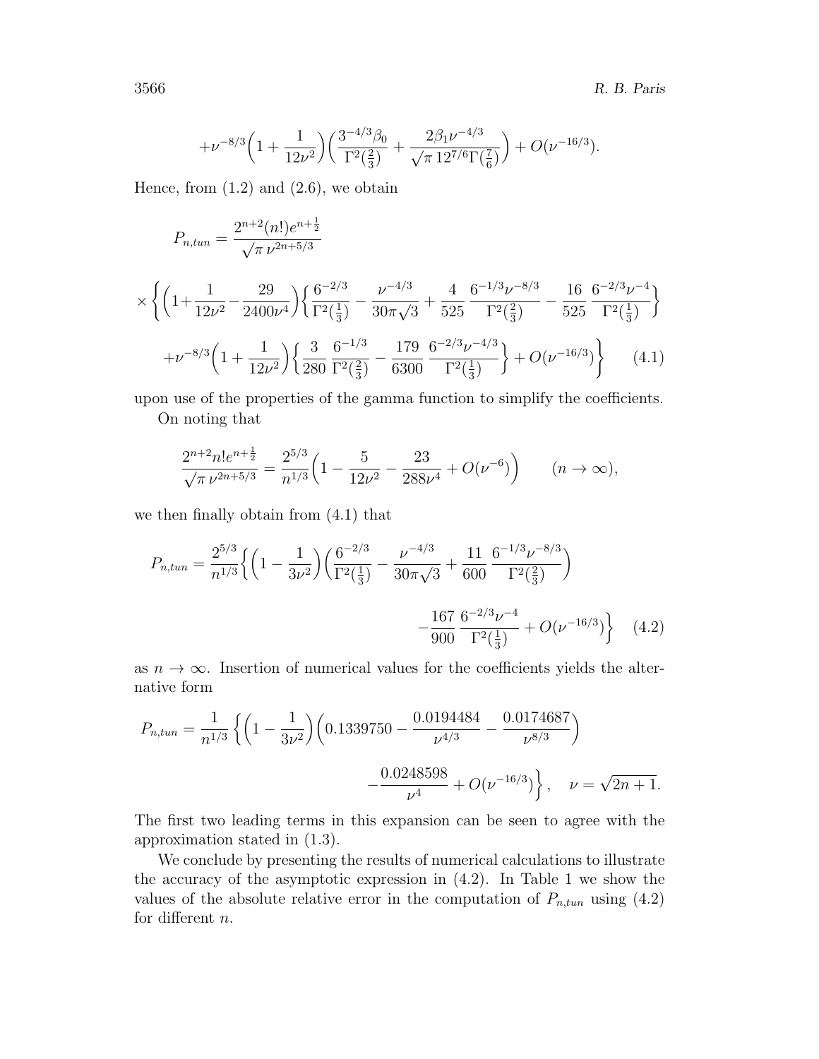$$+\nu^{-8/3}\Big(1+\frac{1}{12\nu^2}\Big)\Big(\frac{3^{-4/3}\beta_0}{\Gamma^2(\frac{2}{3})}+\frac{2\beta_1\nu^{-4/3}}{\sqrt{\pi}\,12^{7/6}\Gamma(\frac{7}{6})}\Big)+O(\nu^{-16/3}).$$

Hence, from (1.2) and (2.6), we obtain

$$P_{n,tun}=\frac{2^{n+2}(n!)e^{n+\frac{1}{2}}}{\sqrt{\pi}\,\nu^{2n+5/3}}$$

$$\times\left\{\Big(1+\frac{1}{12\nu^2}-\frac{29}{2400\nu^4}\Big)\left\{\frac{6^{-2/3}}{\Gamma^2(\frac{1}{3})}-\frac{\nu^{-4/3}}{30\pi\sqrt{3}}+\frac{4}{525}\,\frac{6^{-1/3}\nu^{-8/3}}{\Gamma^2(\frac{2}{3})}-\frac{16}{525}\,\frac{6^{-2/3}\nu^{-4}}{\Gamma^2(\frac{1}{3})}\right\}\right.$$

$$\left.+\nu^{-8/3}\Big(1+\frac{1}{12\nu^2}\Big)\left\{\frac{3}{280}\,\frac{6^{-1/3}}{\Gamma^2(\frac{2}{3})}-\frac{179}{6300}\,\frac{6^{-2/3}\nu^{-4/3}}{\Gamma^2(\frac{1}{3})}\right\}+O(\nu^{-16/3})\right\}\qquad(4.1)$$

upon use of the properties of the gamma function to simplify the coefficients.

On noting that

$$\frac{2^{n+2}n!e^{n+\frac{1}{2}}}{\sqrt{\pi}\,\nu^{2n+5/3}}=\frac{2^{5/3}}{n^{1/3}}\Big(1-\frac{5}{12\nu^2}-\frac{23}{288\nu^4}+O(\nu^{-6})\Big)\qquad(n\to\infty),$$

we then finally obtain from (4.1) that

$$P_{n,tun}=\frac{2^{5/3}}{n^{1/3}}\left\{\Big(1-\frac{1}{3\nu^2}\Big)\Big(\frac{6^{-2/3}}{\Gamma^2(\frac{1}{3})}-\frac{\nu^{-4/3}}{30\pi\sqrt{3}}+\frac{11}{600}\,\frac{6^{-1/3}\nu^{-8/3}}{\Gamma^2(\frac{2}{3})}\Big)\right.$$

$$\left.-\frac{167}{900}\,\frac{6^{-2/3}\nu^{-4}}{\Gamma^2(\frac{1}{3})}+O(\nu^{-16/3})\right\}\qquad(4.2)$$

as $n\to\infty$. Insertion of numerical values for the coefficients yields the alternative form

$$P_{n,tun}=\frac{1}{n^{1/3}}\left\{\Big(1-\frac{1}{3\nu^2}\Big)\Big(0.1339750-\frac{0.0194484}{\nu^{4/3}}-\frac{0.0174687}{\nu^{8/3}}\Big)\right.$$

$$\left.-\frac{0.0248598}{\nu^4}+O(\nu^{-16/3})\right\},\quad \nu=\sqrt{2n+1}.$$

The first two leading terms in this expansion can be seen to agree with the approximation stated in (1.3).

We conclude by presenting the results of numerical calculations to illustrate the accuracy of the asymptotic expression in (4.2). In Table 1 we show the values of the absolute relative error in the computation of $P_{n,tun}$ using (4.2) for different $n$.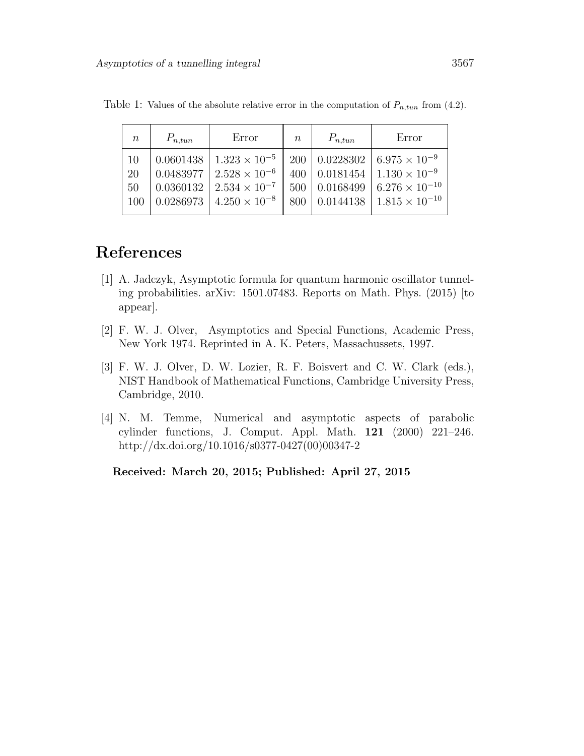Table 1: Values of the absolute relative error in the computation of $P_{n,tun}$ from (4.2).

| $n$ | $P_{n,tun}$ | Error | $n$ | $P_{n,tun}$ | Error |
|---|---|---|---|---|---|
| 10 | 0.0601438 | $1.323 \times 10^{-5}$ | 200 | 0.0228302 | $6.975 \times 10^{-9}$ |
| 20 | 0.0483977 | $2.528 \times 10^{-6}$ | 400 | 0.0181454 | $1.130 \times 10^{-9}$ |
| 50 | 0.0360132 | $2.534 \times 10^{-7}$ | 500 | 0.0168499 | $6.276 \times 10^{-10}$ |
| 100 | 0.0286973 | $4.250 \times 10^{-8}$ | 800 | 0.0144138 | $1.815 \times 10^{-10}$ |

# References

[1] A. Jadczyk, Asymptotic formula for quantum harmonic oscillator tunneling probabilities. arXiv: 1501.07483. Reports on Math. Phys. (2015) [to appear].

[2] F. W. J. Olver, Asymptotics and Special Functions, Academic Press, New York 1974. Reprinted in A. K. Peters, Massachussets, 1997.

[3] F. W. J. Olver, D. W. Lozier, R. F. Boisvert and C. W. Clark (eds.), NIST Handbook of Mathematical Functions, Cambridge University Press, Cambridge, 2010.

[4] N. M. Temme, Numerical and asymptotic aspects of parabolic cylinder functions, J. Comput. Appl. Math. **121** (2000) 221–246. http://dx.doi.org/10.1016/s0377-0427(00)00347-2

**Received: March 20, 2015; Published: April 27, 2015**